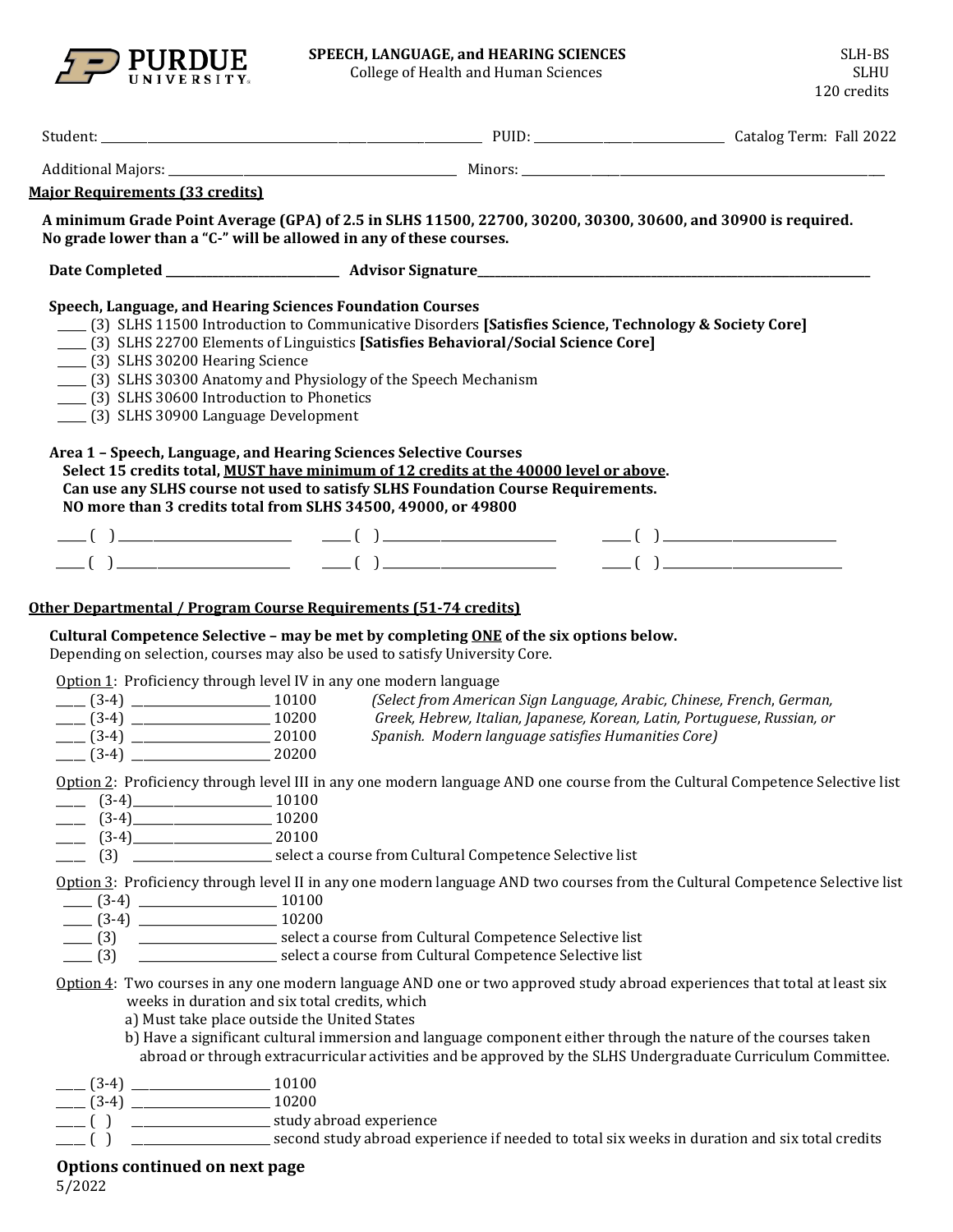**PURDUE UNIVERSITY**

**SPEECH, LANGUAGE, and HEARING SCIENCES**
College of Health and Human Sciences

SLH-BS
SLHU
120 credits

Student: ______________________________ PUID: ______________ Catalog Term: Fall 2022

Additional Majors: ______________________ Minors: ______________________

## Major Requirements (33 credits)

**A minimum Grade Point Average (GPA) of 2.5 in SLHS 11500, 22700, 30200, 30300, 30600, and 30900 is required. No grade lower than a "C-" will be allowed in any of these courses.**

**Date Completed** ______________ **Advisor Signature**______________________________

### Speech, Language, and Hearing Sciences Foundation Courses

- ____ (3) SLHS 11500 Introduction to Communicative Disorders **[Satisfies Science, Technology & Society Core]**
- ____ (3) SLHS 22700 Elements of Linguistics **[Satisfies Behavioral/Social Science Core]**
- ____ (3) SLHS 30200 Hearing Science
- ____ (3) SLHS 30300 Anatomy and Physiology of the Speech Mechanism
- ____ (3) SLHS 30600 Introduction to Phonetics
- ____ (3) SLHS 30900 Language Development

### Area 1 – Speech, Language, and Hearing Sciences Selective Courses

**Select 15 credits total, MUST have minimum of 12 credits at the 40000 level or above.**
**Can use any SLHS course not used to satisfy SLHS Foundation Course Requirements.**
**NO more than 3 credits total from SLHS 34500, 49000, or 49800**

____ ( ) ______________ ____ ( ) ______________ ____ ( ) ______________

____ ( ) ______________ ____ ( ) ______________ ____ ( ) ______________

## Other Departmental / Program Course Requirements (51-74 credits)

**Cultural Competence Selective – may be met by completing ONE of the six options below.**
Depending on selection, courses may also be used to satisfy University Core.

Option 1: Proficiency through level IV in any one modern language

- ____ (3-4) ______________ 10100
- ____ (3-4) ______________ 10200
- ____ (3-4) ______________ 20100
- ____ (3-4) ______________ 20200

*(Select from American Sign Language, Arabic, Chinese, French, German, Greek, Hebrew, Italian, Japanese, Korean, Latin, Portuguese, Russian, or Spanish. Modern language satisfies Humanities Core)*

Option 2: Proficiency through level III in any one modern language AND one course from the Cultural Competence Selective list

- ____ (3-4)______________ 10100
- ____ (3-4)______________ 10200
- ____ (3-4)______________ 20100
- ____ (3) ______________ select a course from Cultural Competence Selective list

Option 3: Proficiency through level II in any one modern language AND two courses from the Cultural Competence Selective list

- ____ (3-4) ______________ 10100
- ____ (3-4) ______________ 10200
- ____ (3) ______________ select a course from Cultural Competence Selective list
- ____ (3) ______________ select a course from Cultural Competence Selective list

Option 4: Two courses in any one modern language AND one or two approved study abroad experiences that total at least six weeks in duration and six total credits, which
a) Must take place outside the United States
b) Have a significant cultural immersion and language component either through the nature of the courses taken abroad or through extracurricular activities and be approved by the SLHS Undergraduate Curriculum Committee.

- ____ (3-4) ______________ 10100
- ____ (3-4) ______________ 10200
- ____ ( ) ______________ study abroad experience
- ____ ( ) ______________ second study abroad experience if needed to total six weeks in duration and six total credits

**Options continued on next page**

5/2022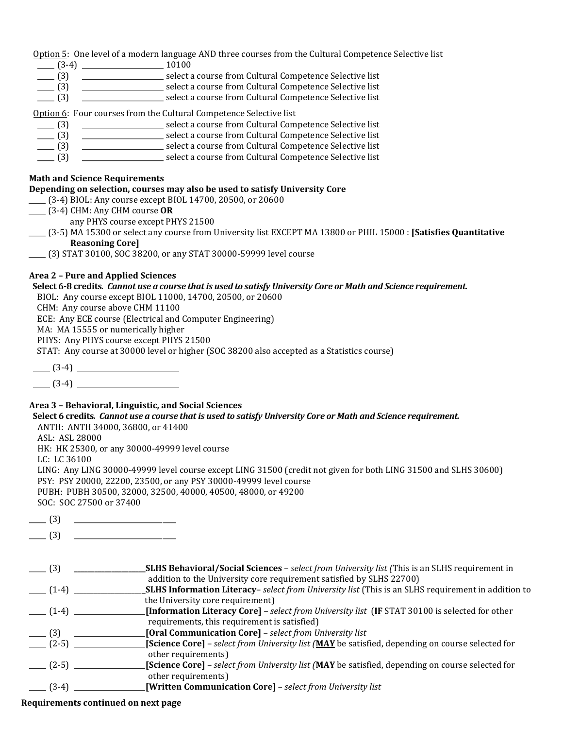Option 5: One level of a modern language AND three courses from the Cultural Competence Selective list

- _____ (3-4) ______________________ 10100
- _____ (3) ______________________ select a course from Cultural Competence Selective list
- _____ (3) ______________________ select a course from Cultural Competence Selective list
- _____ (3) ______________________ select a course from Cultural Competence Selective list

Option 6: Four courses from the Cultural Competence Selective list

- _____ (3) ______________________ select a course from Cultural Competence Selective list
- _____ (3) ______________________ select a course from Cultural Competence Selective list
- _____ (3) ______________________ select a course from Cultural Competence Selective list
- _____ (3) ______________________ select a course from Cultural Competence Selective list

**Math and Science Requirements**
**Depending on selection, courses may also be used to satisfy University Core**

- _____ (3-4) BIOL: Any course except BIOL 14700, 20500, or 20600
- _____ (3-4) CHM: Any CHM course **OR** any PHYS course except PHYS 21500
- _____ (3-5) MA 15300 or select any course from University list EXCEPT MA 13800 or PHIL 15000 : **[Satisfies Quantitative Reasoning Core]**
- _____ (3) STAT 30100, SOC 38200, or any STAT 30000-59999 level course

**Area 2 – Pure and Applied Sciences**
**Select 6-8 credits.** ***Cannot use a course that is used to satisfy University Core or Math and Science requirement.***

BIOL: Any course except BIOL 11000, 14700, 20500, or 20600
CHM: Any course above CHM 11100
ECE: Any ECE course (Electrical and Computer Engineering)
MA: MA 15555 or numerically higher
PHYS: Any PHYS course except PHYS 21500
STAT: Any course at 30000 level or higher (SOC 38200 also accepted as a Statistics course)

- _____ (3-4) ___________________________
- _____ (3-4) ___________________________

**Area 3 – Behavioral, Linguistic, and Social Sciences**
**Select 6 credits.** ***Cannot use a course that is used to satisfy University Core or Math and Science requirement.***

ANTH: ANTH 34000, 36800, or 41400
ASL: ASL 28000
HK: HK 25300, or any 30000-49999 level course
LC: LC 36100
LING: Any LING 30000-49999 level course except LING 31500 (credit not given for both LING 31500 and SLHS 30600)
PSY: PSY 20000, 22200, 23500, or any PSY 30000-49999 level course
PUBH: PUBH 30500, 32000, 32500, 40000, 40500, 48000, or 49200
SOC: SOC 27500 or 37400

- _____ (3) ___________________________
- _____ (3) ___________________________

- _____ (3) ____________________**SLHS Behavioral/Social Sciences** – *select from University list (*This is an SLHS requirement in addition to the University core requirement satisfied by SLHS 22700)
- _____ (1-4) ____________________**SLHS Information Literacy**– *select from University list* (This is an SLHS requirement in addition to the University core requirement)
- _____ (1-4) ____________________**[Information Literacy Core]** – *select from University list* (**IF** STAT 30100 is selected for other requirements, this requirement is satisfied)
- _____ (3) ____________________**[Oral Communication Core]** – *select from University list*
- _____ (2-5) ____________________**[Science Core]** – *select from University list (***MAY** be satisfied, depending on course selected for other requirements)
- _____ (2-5) ____________________**[Science Core]** – *select from University list (***MAY** be satisfied, depending on course selected for other requirements)
- _____ (3-4) ____________________**[Written Communication Core]** – *select from University list*

**Requirements continued on next page**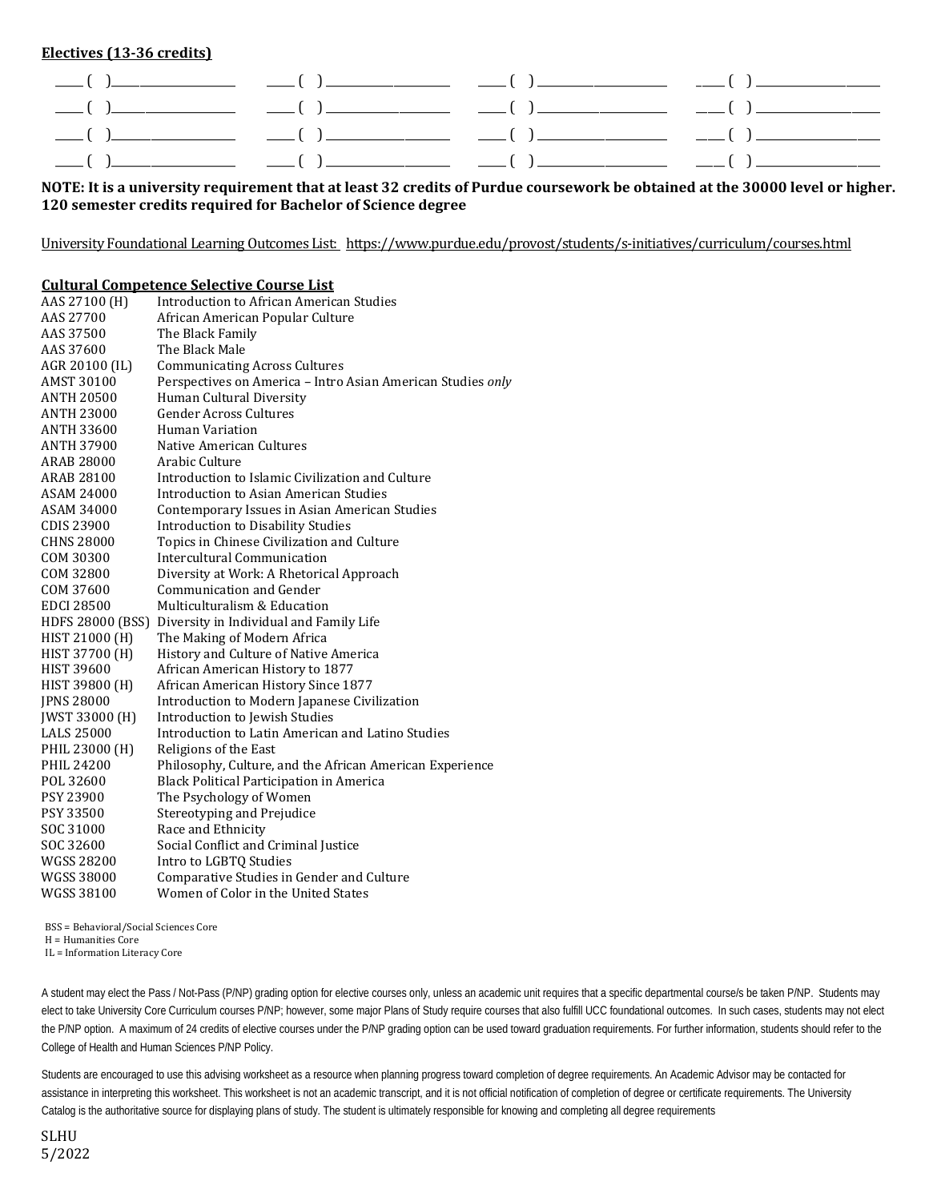**Electives (13-36 credits)**

| | | | |
|---|---|---|---|
| ____ ( )____________ | ____ ( )____________ | ____ ( )____________ | ____ ( )____________ |
| ____ ( )____________ | ____ ( )____________ | ____ ( )____________ | ____ ( )____________ |
| ____ ( )____________ | ____ ( )____________ | ____ ( )____________ | ____ ( )____________ |
| ____ ( )____________ | ____ ( )____________ | ____ ( )____________ | ____ ( )____________ |

**NOTE: It is a university requirement that at least 32 credits of Purdue coursework be obtained at the 30000 level or higher. 120 semester credits required for Bachelor of Science degree**

University Foundational Learning Outcomes List: https://www.purdue.edu/provost/students/s-initiatives/curriculum/courses.html

**Cultural Competence Selective Course List**

| Course | Title |
|---|---|
| AAS 27100 (H) | Introduction to African American Studies |
| AAS 27700 | African American Popular Culture |
| AAS 37500 | The Black Family |
| AAS 37600 | The Black Male |
| AGR 20100 (IL) | Communicating Across Cultures |
| AMST 30100 | Perspectives on America – Intro Asian American Studies *only* |
| ANTH 20500 | Human Cultural Diversity |
| ANTH 23000 | Gender Across Cultures |
| ANTH 33600 | Human Variation |
| ANTH 37900 | Native American Cultures |
| ARAB 28000 | Arabic Culture |
| ARAB 28100 | Introduction to Islamic Civilization and Culture |
| ASAM 24000 | Introduction to Asian American Studies |
| ASAM 34000 | Contemporary Issues in Asian American Studies |
| CDIS 23900 | Introduction to Disability Studies |
| CHNS 28000 | Topics in Chinese Civilization and Culture |
| COM 30300 | Intercultural Communication |
| COM 32800 | Diversity at Work: A Rhetorical Approach |
| COM 37600 | Communication and Gender |
| EDCI 28500 | Multiculturalism & Education |
| HDFS 28000 (BSS) | Diversity in Individual and Family Life |
| HIST 21000 (H) | The Making of Modern Africa |
| HIST 37700 (H) | History and Culture of Native America |
| HIST 39600 | African American History to 1877 |
| HIST 39800 (H) | African American History Since 1877 |
| JPNS 28000 | Introduction to Modern Japanese Civilization |
| JWST 33000 (H) | Introduction to Jewish Studies |
| LALS 25000 | Introduction to Latin American and Latino Studies |
| PHIL 23000 (H) | Religions of the East |
| PHIL 24200 | Philosophy, Culture, and the African American Experience |
| POL 32600 | Black Political Participation in America |
| PSY 23900 | The Psychology of Women |
| PSY 33500 | Stereotyping and Prejudice |
| SOC 31000 | Race and Ethnicity |
| SOC 32600 | Social Conflict and Criminal Justice |
| WGSS 28200 | Intro to LGBTQ Studies |
| WGSS 38000 | Comparative Studies in Gender and Culture |
| WGSS 38100 | Women of Color in the United States |

BSS = Behavioral/Social Sciences Core
H = Humanities Core
IL = Information Literacy Core

A student may elect the Pass / Not-Pass (P/NP) grading option for elective courses only, unless an academic unit requires that a specific departmental course/s be taken P/NP. Students may elect to take University Core Curriculum courses P/NP; however, some major Plans of Study require courses that also fulfill UCC foundational outcomes. In such cases, students may not elect the P/NP option. A maximum of 24 credits of elective courses under the P/NP grading option can be used toward graduation requirements. For further information, students should refer to the College of Health and Human Sciences P/NP Policy.

Students are encouraged to use this advising worksheet as a resource when planning progress toward completion of degree requirements. An Academic Advisor may be contacted for assistance in interpreting this worksheet. This worksheet is not an academic transcript, and it is not official notification of completion of degree or certificate requirements. The University Catalog is the authoritative source for displaying plans of study. The student is ultimately responsible for knowing and completing all degree requirements

SLHU
5/2022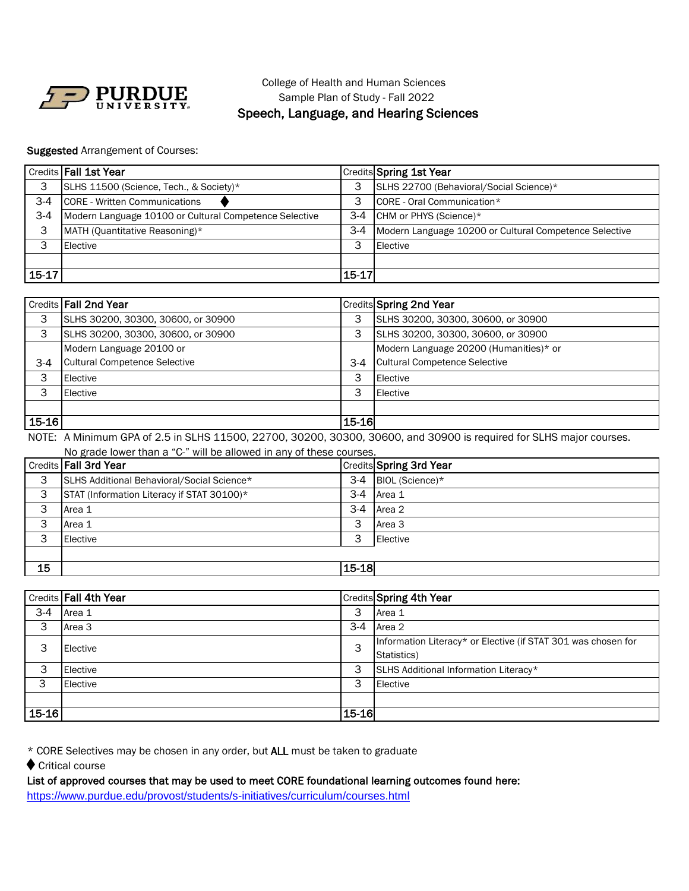College of Health and Human Sciences
Sample Plan of Study - Fall 2022

# Speech, Language, and Hearing Sciences

**Suggested** Arrangement of Courses:

| Credits | **Fall 1st Year** | Credits | **Spring 1st Year** |
|---|---|---|---|
| 3 | SLHS 11500 (Science, Tech., & Society)* | 3 | SLHS 22700 (Behavioral/Social Science)* |
| 3-4 | CORE - Written Communications ♦ | 3 | CORE - Oral Communication* |
| 3-4 | Modern Language 10100 or Cultural Competence Selective | 3-4 | CHM or PHYS (Science)* |
| 3 | MATH (Quantitative Reasoning)* | 3-4 | Modern Language 10200 or Cultural Competence Selective |
| 3 | Elective | 3 | Elective |
| | | | |
| 15-17 | | 15-17 | |

| Credits | **Fall 2nd Year** | Credits | **Spring 2nd Year** |
|---|---|---|---|
| 3 | SLHS 30200, 30300, 30600, or 30900 | 3 | SLHS 30200, 30300, 30600, or 30900 |
| 3 | SLHS 30200, 30300, 30600, or 30900 | 3 | SLHS 30200, 30300, 30600, or 30900 |
| 3-4 | Modern Language 20100 or Cultural Competence Selective | 3-4 | Modern Language 20200 (Humanities)* or Cultural Competence Selective |
| 3 | Elective | 3 | Elective |
| 3 | Elective | 3 | Elective |
| | | | |
| 15-16 | | 15-16 | |

NOTE: A Minimum GPA of 2.5 in SLHS 11500, 22700, 30200, 30300, 30600, and 30900 is required for SLHS major courses. No grade lower than a "C-" will be allowed in any of these courses.

| Credits | **Fall 3rd Year** | Credits | **Spring 3rd Year** |
|---|---|---|---|
| 3 | SLHS Additional Behavioral/Social Science* | 3-4 | BIOL (Science)* |
| 3 | STAT (Information Literacy if STAT 30100)* | 3-4 | Area 1 |
| 3 | Area 1 | 3-4 | Area 2 |
| 3 | Area 1 | 3 | Area 3 |
| 3 | Elective | 3 | Elective |
| | | | |
| 15 | | 15-18 | |

| Credits | **Fall 4th Year** | Credits | **Spring 4th Year** |
|---|---|---|---|
| 3-4 | Area 1 | 3 | Area 1 |
| 3 | Area 3 | 3-4 | Area 2 |
| 3 | Elective | 3 | Information Literacy* or Elective (if STAT 301 was chosen for Statistics) |
| 3 | Elective | 3 | SLHS Additional Information Literacy* |
| 3 | Elective | 3 | Elective |
| | | | |
| 15-16 | | 15-16 | |

\* CORE Selectives may be chosen in any order, but **ALL** must be taken to graduate

♦ Critical course

**List of approved courses that may be used to meet CORE foundational learning outcomes found here:**
https://www.purdue.edu/provost/students/s-initiatives/curriculum/courses.html